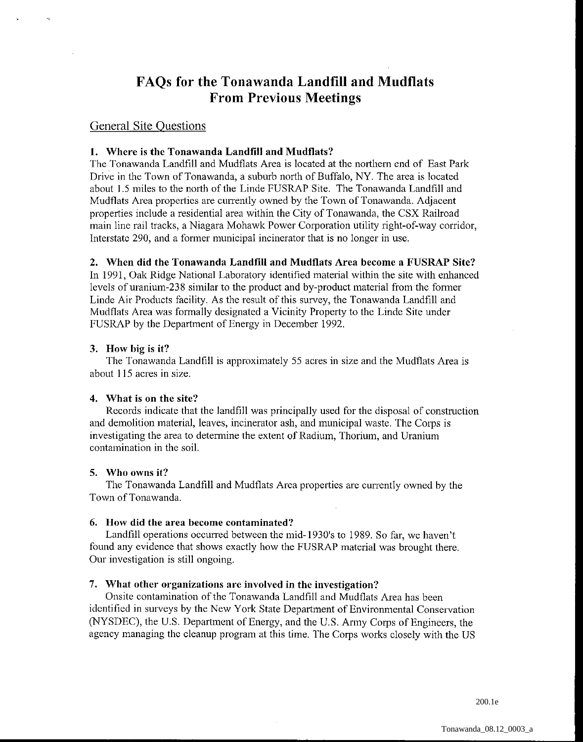# FAQs for the Tonawanda Landfill and Mudflats From Previous Meetings

## General Site Questions

### 1. Where is the Tonawanda Landfill and Mudflats?

The Tonawanda Landfill and Mudflats Area is located at the northern end of East Park Drive in the Town of Tonawanda, a suburb north of Buffalo, NY. The area is located about 1.5 miles to the north of the Linde FUSRAP Site. The Tonawanda Landfill and Mudflats Area properties are currently owned by the Town of Tonawanda. Adjacent properties include a residential area within the City of Tonawanda, the CSX Railroad main line rail tracks, a Niagara Mohawk Power Corporation utility right-of-way corridor, Interstate 290, and a former municipal incinerator that is no longer in use.

### 2. When did the Tonawanda Landfill and Mudflats Area become a FUSRAP Site?

In 1991, Oak Ridge National Laboratory identified material within the site with enhanced levels of uranium-238 similar to the product and by-product material from the former Linde Air Products facility. As the result of this survey, the Tonawanda Landfill and Mudflats Area was formally designated a Vicinity Property to the Linde Site under FUSRAP by the Department of Energy in December 1992.

### 3. How big is it?

The Tonawanda Landfill is approximately 55 acres in size and the Mudflats Area is about 115 acres in size.

### 4. What is on the site?

Records indicate that the landfill was principally used for the disposal of construction and demolition material, leaves, incinerator ash, and municipal waste. The Corps is investigating the area to determine the extent of Radium, Thorium, and Uranium contamination in the soil.

### 5. Who owns it?

The Tonawanda Landfill and Mudflats Area properties are currently owned by the Town of Tonawanda.

### 6. How did the area become contaminated?

Landfill operations occurred between the mid-1930's to 1989. So far, we haven't found any evidence that shows exactly how the FUSRAP material was brought there. Our investigation is still ongoing.

### 7. What other organizations are involved in the investigation?

Onsite contamination of the Tonawanda Landfill and Mudflats Area has been identified in surveys by the New York State Department of Environmental Conservation (NYSDEC), the U.S. Department of Energy, and the U.S. Army Corps of Engineers, the agency managing the cleanup program at this time. The Corps works closely with the US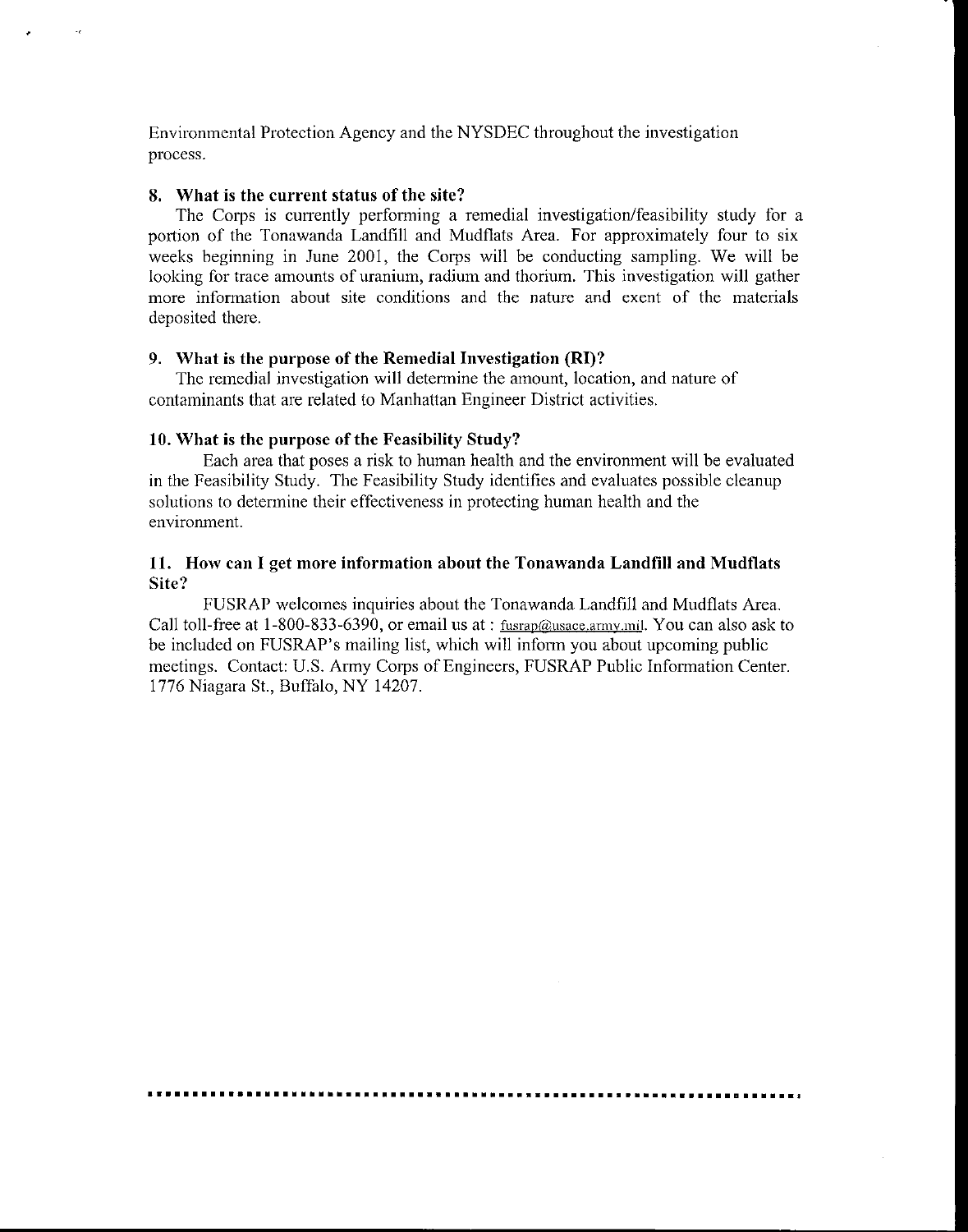Environmental Protection Agency and the NYSDEC throughout the investigation process.

### 8. What is the current status of the site?

The Corps is currently performing a remedial investigation/feasibility study for a portion of the Tonawanda Landfill and Mudflats Area. For approximately four to six weeks beginning in June 2001, the Corps will be conducting sampling. We will be looking for trace amounts of uranium, radium and thorium. This investigation will gather more information about site conditions and the nature and exent of the materials deposited there.

### 9. What is the purpose of the Remedial Investigation (RI)?

The remedial investigation will determine the amount, location, and nature of contaminants that are related to Manhattan Engineer District activities.

### 10. What is the purpose of the Feasibility Study?

Each area that poses a risk to human health and the environment will be evaluated in the Feasibility Study. The Feasibility Study identifies and evaluates possible cleanup solutions to determine their effectiveness in protecting human health and the environment.

### 11. How can I get more information about the Tonawanda Landfill and Mudflats Site?

FUSRAP welcomes inquiries about the Tonawanda Landfill and Mudflats Area. Call toll-free at 1-800-833-6390, or email us at : fusrap@usace.army.mil. You can also ask to be included on FUSRAP's mailing list, which will inform you about upcoming public meetings. Contact: U.S. Army Corps of Engineers, FUSRAP Public Information Center. 1776 Niagara St., Buffalo, NY 14207.